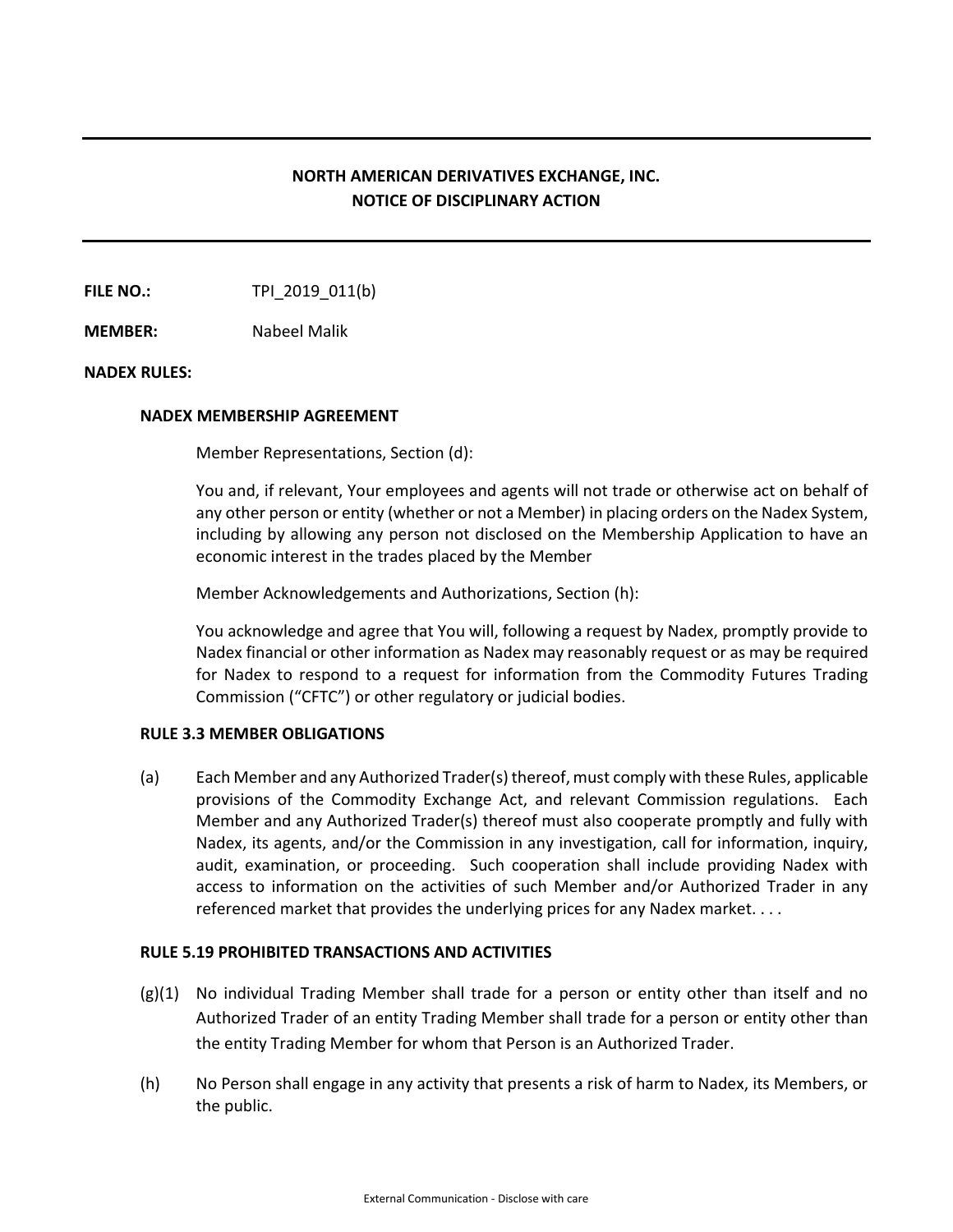## NORTH AMERICAN DERIVATIVES EXCHANGE, INC.
## NOTICE OF DISCIPLINARY ACTION

**FILE NO.:** TPI_2019_011(b)

**MEMBER:** Nabeel Malik

**NADEX RULES:**

### NADEX MEMBERSHIP AGREEMENT

Member Representations, Section (d):

You and, if relevant, Your employees and agents will not trade or otherwise act on behalf of any other person or entity (whether or not a Member) in placing orders on the Nadex System, including by allowing any person not disclosed on the Membership Application to have an economic interest in the trades placed by the Member

Member Acknowledgements and Authorizations, Section (h):

You acknowledge and agree that You will, following a request by Nadex, promptly provide to Nadex financial or other information as Nadex may reasonably request or as may be required for Nadex to respond to a request for information from the Commodity Futures Trading Commission ("CFTC") or other regulatory or judicial bodies.

### RULE 3.3 MEMBER OBLIGATIONS

(a) Each Member and any Authorized Trader(s) thereof, must comply with these Rules, applicable provisions of the Commodity Exchange Act, and relevant Commission regulations. Each Member and any Authorized Trader(s) thereof must also cooperate promptly and fully with Nadex, its agents, and/or the Commission in any investigation, call for information, inquiry, audit, examination, or proceeding. Such cooperation shall include providing Nadex with access to information on the activities of such Member and/or Authorized Trader in any referenced market that provides the underlying prices for any Nadex market. . . .

### RULE 5.19 PROHIBITED TRANSACTIONS AND ACTIVITIES

(g)(1) No individual Trading Member shall trade for a person or entity other than itself and no Authorized Trader of an entity Trading Member shall trade for a person or entity other than the entity Trading Member for whom that Person is an Authorized Trader.

(h) No Person shall engage in any activity that presents a risk of harm to Nadex, its Members, or the public.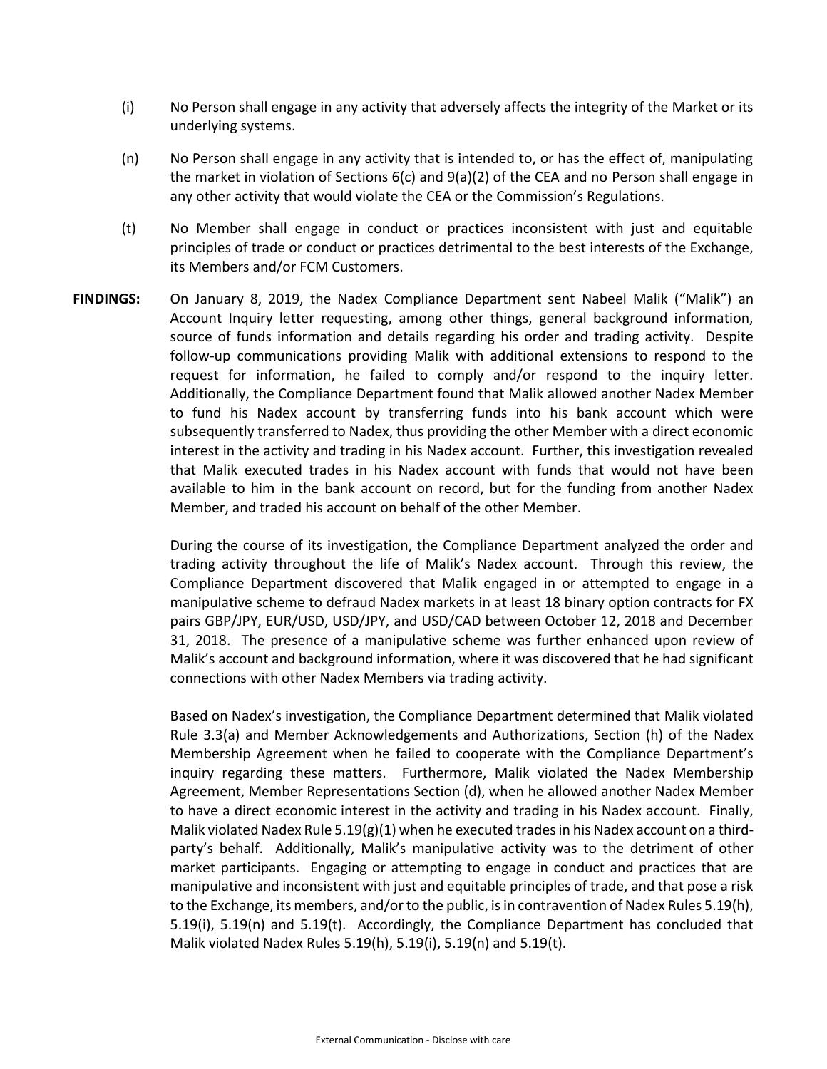(i) No Person shall engage in any activity that adversely affects the integrity of the Market or its underlying systems.

(n) No Person shall engage in any activity that is intended to, or has the effect of, manipulating the market in violation of Sections 6(c) and 9(a)(2) of the CEA and no Person shall engage in any other activity that would violate the CEA or the Commission's Regulations.

(t) No Member shall engage in conduct or practices inconsistent with just and equitable principles of trade or conduct or practices detrimental to the best interests of the Exchange, its Members and/or FCM Customers.

**FINDINGS:** On January 8, 2019, the Nadex Compliance Department sent Nabeel Malik ("Malik") an Account Inquiry letter requesting, among other things, general background information, source of funds information and details regarding his order and trading activity. Despite follow-up communications providing Malik with additional extensions to respond to the request for information, he failed to comply and/or respond to the inquiry letter. Additionally, the Compliance Department found that Malik allowed another Nadex Member to fund his Nadex account by transferring funds into his bank account which were subsequently transferred to Nadex, thus providing the other Member with a direct economic interest in the activity and trading in his Nadex account. Further, this investigation revealed that Malik executed trades in his Nadex account with funds that would not have been available to him in the bank account on record, but for the funding from another Nadex Member, and traded his account on behalf of the other Member.

During the course of its investigation, the Compliance Department analyzed the order and trading activity throughout the life of Malik's Nadex account. Through this review, the Compliance Department discovered that Malik engaged in or attempted to engage in a manipulative scheme to defraud Nadex markets in at least 18 binary option contracts for FX pairs GBP/JPY, EUR/USD, USD/JPY, and USD/CAD between October 12, 2018 and December 31, 2018. The presence of a manipulative scheme was further enhanced upon review of Malik's account and background information, where it was discovered that he had significant connections with other Nadex Members via trading activity.

Based on Nadex's investigation, the Compliance Department determined that Malik violated Rule 3.3(a) and Member Acknowledgements and Authorizations, Section (h) of the Nadex Membership Agreement when he failed to cooperate with the Compliance Department's inquiry regarding these matters. Furthermore, Malik violated the Nadex Membership Agreement, Member Representations Section (d), when he allowed another Nadex Member to have a direct economic interest in the activity and trading in his Nadex account. Finally, Malik violated Nadex Rule 5.19(g)(1) when he executed trades in his Nadex account on a third-party's behalf. Additionally, Malik's manipulative activity was to the detriment of other market participants. Engaging or attempting to engage in conduct and practices that are manipulative and inconsistent with just and equitable principles of trade, and that pose a risk to the Exchange, its members, and/or to the public, is in contravention of Nadex Rules 5.19(h), 5.19(i), 5.19(n) and 5.19(t). Accordingly, the Compliance Department has concluded that Malik violated Nadex Rules 5.19(h), 5.19(i), 5.19(n) and 5.19(t).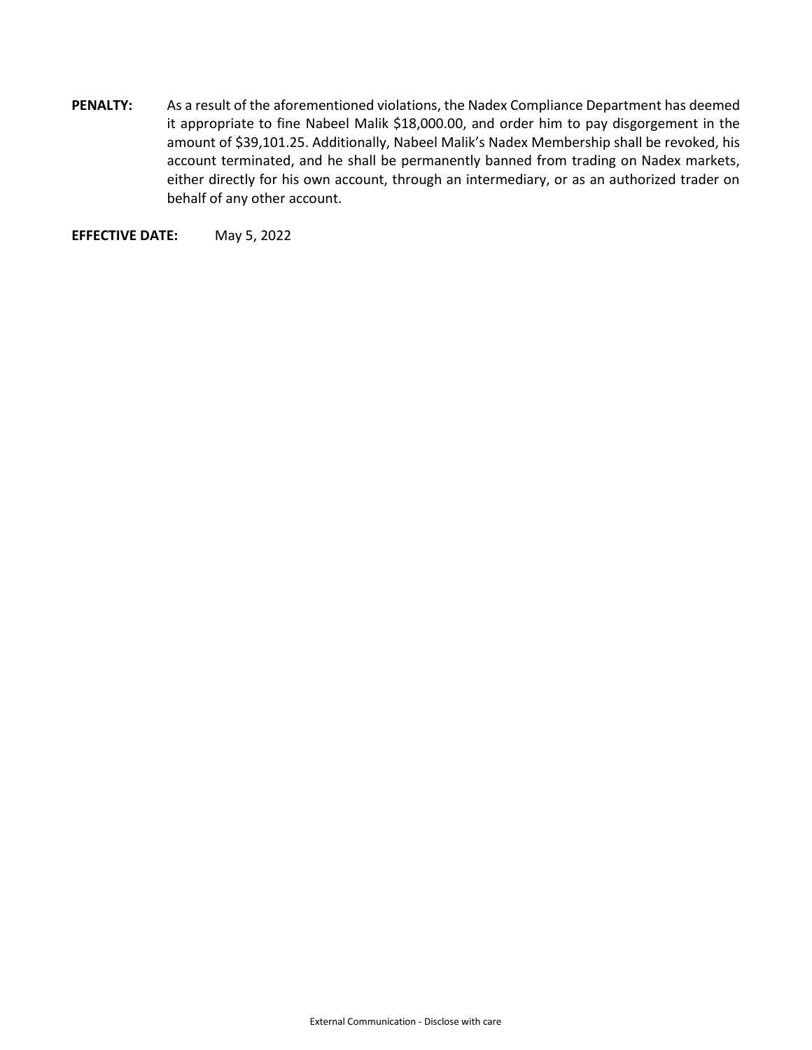**PENALTY:** As a result of the aforementioned violations, the Nadex Compliance Department has deemed it appropriate to fine Nabeel Malik $18,000.00, and order him to pay disgorgement in the amount of $39,101.25. Additionally, Nabeel Malik's Nadex Membership shall be revoked, his account terminated, and he shall be permanently banned from trading on Nadex markets, either directly for his own account, through an intermediary, or as an authorized trader on behalf of any other account.

**EFFECTIVE DATE:** May 5, 2022